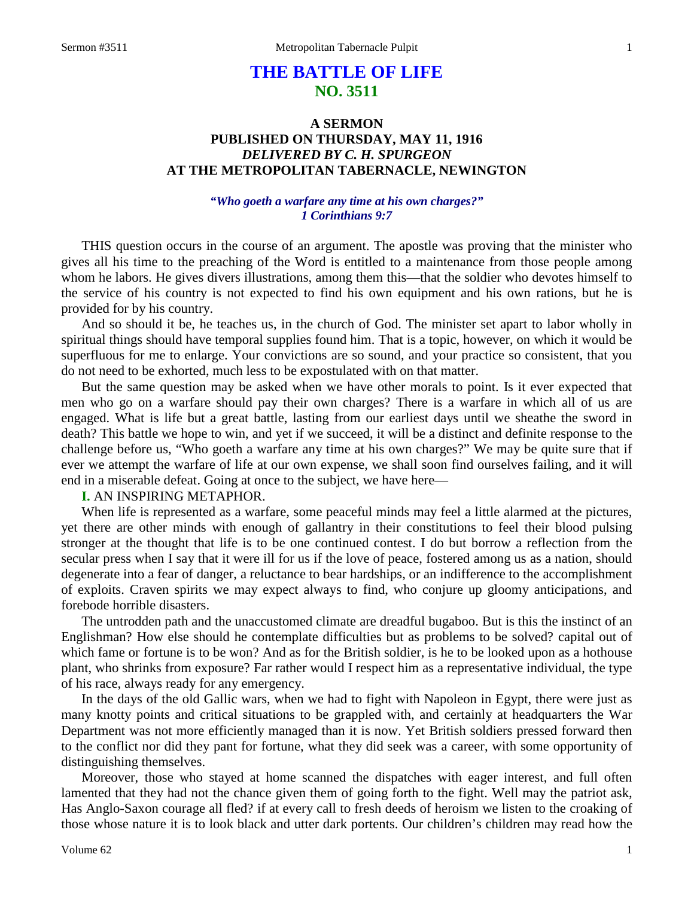# THE BATTLE OF LIFE
## NO. 3511

### A SERMON
### PUBLISHED ON THURSDAY, MAY 11, 1916
### *DELIVERED BY C. H. SPURGEON*
### AT THE METROPOLITAN TABERNACLE, NEWINGTON

***"Who goeth a warfare any time at his own charges?"***
***1 Corinthians 9:7***

THIS question occurs in the course of an argument. The apostle was proving that the minister who gives all his time to the preaching of the Word is entitled to a maintenance from those people among whom he labors. He gives divers illustrations, among them this—that the soldier who devotes himself to the service of his country is not expected to find his own equipment and his own rations, but he is provided for by his country.

And so should it be, he teaches us, in the church of God. The minister set apart to labor wholly in spiritual things should have temporal supplies found him. That is a topic, however, on which it would be superfluous for me to enlarge. Your convictions are so sound, and your practice so consistent, that you do not need to be exhorted, much less to be expostulated with on that matter.

But the same question may be asked when we have other morals to point. Is it ever expected that men who go on a warfare should pay their own charges? There is a warfare in which all of us are engaged. What is life but a great battle, lasting from our earliest days until we sheathe the sword in death? This battle we hope to win, and yet if we succeed, it will be a distinct and definite response to the challenge before us, "Who goeth a warfare any time at his own charges?" We may be quite sure that if ever we attempt the warfare of life at our own expense, we shall soon find ourselves failing, and it will end in a miserable defeat. Going at once to the subject, we have here—

**I.** AN INSPIRING METAPHOR.

When life is represented as a warfare, some peaceful minds may feel a little alarmed at the pictures, yet there are other minds with enough of gallantry in their constitutions to feel their blood pulsing stronger at the thought that life is to be one continued contest. I do but borrow a reflection from the secular press when I say that it were ill for us if the love of peace, fostered among us as a nation, should degenerate into a fear of danger, a reluctance to bear hardships, or an indifference to the accomplishment of exploits. Craven spirits we may expect always to find, who conjure up gloomy anticipations, and forebode horrible disasters.

The untrodden path and the unaccustomed climate are dreadful bugaboo. But is this the instinct of an Englishman? How else should he contemplate difficulties but as problems to be solved? capital out of which fame or fortune is to be won? And as for the British soldier, is he to be looked upon as a hothouse plant, who shrinks from exposure? Far rather would I respect him as a representative individual, the type of his race, always ready for any emergency.

In the days of the old Gallic wars, when we had to fight with Napoleon in Egypt, there were just as many knotty points and critical situations to be grappled with, and certainly at headquarters the War Department was not more efficiently managed than it is now. Yet British soldiers pressed forward then to the conflict nor did they pant for fortune, what they did seek was a career, with some opportunity of distinguishing themselves.

Moreover, those who stayed at home scanned the dispatches with eager interest, and full often lamented that they had not the chance given them of going forth to the fight. Well may the patriot ask, Has Anglo-Saxon courage all fled? if at every call to fresh deeds of heroism we listen to the croaking of those whose nature it is to look black and utter dark portents. Our children's children may read how the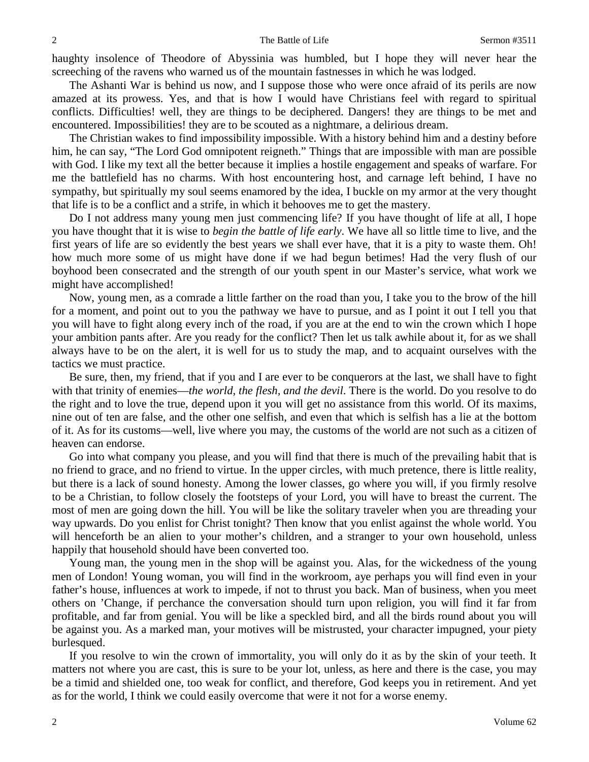haughty insolence of Theodore of Abyssinia was humbled, but I hope they will never hear the screeching of the ravens who warned us of the mountain fastnesses in which he was lodged.

The Ashanti War is behind us now, and I suppose those who were once afraid of its perils are now amazed at its prowess. Yes, and that is how I would have Christians feel with regard to spiritual conflicts. Difficulties! well, they are things to be deciphered. Dangers! they are things to be met and encountered. Impossibilities! they are to be scouted as a nightmare, a delirious dream.

The Christian wakes to find impossibility impossible. With a history behind him and a destiny before him, he can say, "The Lord God omnipotent reigneth." Things that are impossible with man are possible with God. I like my text all the better because it implies a hostile engagement and speaks of warfare. For me the battlefield has no charms. With host encountering host, and carnage left behind, I have no sympathy, but spiritually my soul seems enamored by the idea, I buckle on my armor at the very thought that life is to be a conflict and a strife, in which it behooves me to get the mastery.

Do I not address many young men just commencing life? If you have thought of life at all, I hope you have thought that it is wise to *begin the battle of life early*. We have all so little time to live, and the first years of life are so evidently the best years we shall ever have, that it is a pity to waste them. Oh! how much more some of us might have done if we had begun betimes! Had the very flush of our boyhood been consecrated and the strength of our youth spent in our Master's service, what work we might have accomplished!

Now, young men, as a comrade a little farther on the road than you, I take you to the brow of the hill for a moment, and point out to you the pathway we have to pursue, and as I point it out I tell you that you will have to fight along every inch of the road, if you are at the end to win the crown which I hope your ambition pants after. Are you ready for the conflict? Then let us talk awhile about it, for as we shall always have to be on the alert, it is well for us to study the map, and to acquaint ourselves with the tactics we must practice.

Be sure, then, my friend, that if you and I are ever to be conquerors at the last, we shall have to fight with that trinity of enemies—*the world, the flesh, and the devil*. There is the world. Do you resolve to do the right and to love the true, depend upon it you will get no assistance from this world. Of its maxims, nine out of ten are false, and the other one selfish, and even that which is selfish has a lie at the bottom of it. As for its customs—well, live where you may, the customs of the world are not such as a citizen of heaven can endorse.

Go into what company you please, and you will find that there is much of the prevailing habit that is no friend to grace, and no friend to virtue. In the upper circles, with much pretence, there is little reality, but there is a lack of sound honesty. Among the lower classes, go where you will, if you firmly resolve to be a Christian, to follow closely the footsteps of your Lord, you will have to breast the current. The most of men are going down the hill. You will be like the solitary traveler when you are threading your way upwards. Do you enlist for Christ tonight? Then know that you enlist against the whole world. You will henceforth be an alien to your mother's children, and a stranger to your own household, unless happily that household should have been converted too.

Young man, the young men in the shop will be against you. Alas, for the wickedness of the young men of London! Young woman, you will find in the workroom, aye perhaps you will find even in your father's house, influences at work to impede, if not to thrust you back. Man of business, when you meet others on 'Change, if perchance the conversation should turn upon religion, you will find it far from profitable, and far from genial. You will be like a speckled bird, and all the birds round about you will be against you. As a marked man, your motives will be mistrusted, your character impugned, your piety burlesqued.

If you resolve to win the crown of immortality, you will only do it as by the skin of your teeth. It matters not where you are cast, this is sure to be your lot, unless, as here and there is the case, you may be a timid and shielded one, too weak for conflict, and therefore, God keeps you in retirement. And yet as for the world, I think we could easily overcome that were it not for a worse enemy.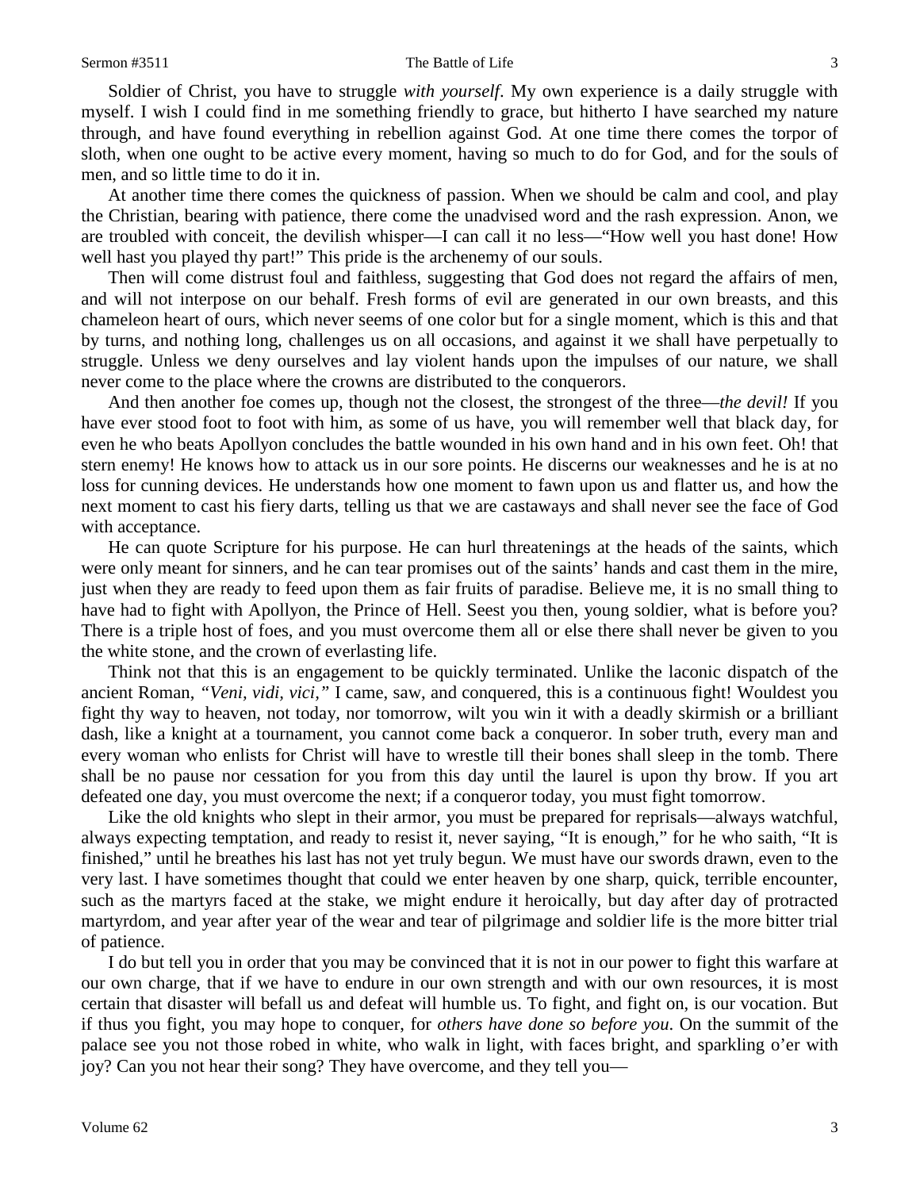Soldier of Christ, you have to struggle *with yourself*. My own experience is a daily struggle with myself. I wish I could find in me something friendly to grace, but hitherto I have searched my nature through, and have found everything in rebellion against God. At one time there comes the torpor of sloth, when one ought to be active every moment, having so much to do for God, and for the souls of men, and so little time to do it in.

At another time there comes the quickness of passion. When we should be calm and cool, and play the Christian, bearing with patience, there come the unadvised word and the rash expression. Anon, we are troubled with conceit, the devilish whisper—I can call it no less—"How well you hast done! How well hast you played thy part!" This pride is the archenemy of our souls.

Then will come distrust foul and faithless, suggesting that God does not regard the affairs of men, and will not interpose on our behalf. Fresh forms of evil are generated in our own breasts, and this chameleon heart of ours, which never seems of one color but for a single moment, which is this and that by turns, and nothing long, challenges us on all occasions, and against it we shall have perpetually to struggle. Unless we deny ourselves and lay violent hands upon the impulses of our nature, we shall never come to the place where the crowns are distributed to the conquerors.

And then another foe comes up, though not the closest, the strongest of the three—*the devil!* If you have ever stood foot to foot with him, as some of us have, you will remember well that black day, for even he who beats Apollyon concludes the battle wounded in his own hand and in his own feet. Oh! that stern enemy! He knows how to attack us in our sore points. He discerns our weaknesses and he is at no loss for cunning devices. He understands how one moment to fawn upon us and flatter us, and how the next moment to cast his fiery darts, telling us that we are castaways and shall never see the face of God with acceptance.

He can quote Scripture for his purpose. He can hurl threatenings at the heads of the saints, which were only meant for sinners, and he can tear promises out of the saints' hands and cast them in the mire, just when they are ready to feed upon them as fair fruits of paradise. Believe me, it is no small thing to have had to fight with Apollyon, the Prince of Hell. Seest you then, young soldier, what is before you? There is a triple host of foes, and you must overcome them all or else there shall never be given to you the white stone, and the crown of everlasting life.

Think not that this is an engagement to be quickly terminated. Unlike the laconic dispatch of the ancient Roman, *"Veni, vidi, vici,"* I came, saw, and conquered, this is a continuous fight! Wouldest you fight thy way to heaven, not today, nor tomorrow, wilt you win it with a deadly skirmish or a brilliant dash, like a knight at a tournament, you cannot come back a conqueror. In sober truth, every man and every woman who enlists for Christ will have to wrestle till their bones shall sleep in the tomb. There shall be no pause nor cessation for you from this day until the laurel is upon thy brow. If you art defeated one day, you must overcome the next; if a conqueror today, you must fight tomorrow.

Like the old knights who slept in their armor, you must be prepared for reprisals—always watchful, always expecting temptation, and ready to resist it, never saying, "It is enough," for he who saith, "It is finished," until he breathes his last has not yet truly begun. We must have our swords drawn, even to the very last. I have sometimes thought that could we enter heaven by one sharp, quick, terrible encounter, such as the martyrs faced at the stake, we might endure it heroically, but day after day of protracted martyrdom, and year after year of the wear and tear of pilgrimage and soldier life is the more bitter trial of patience.

I do but tell you in order that you may be convinced that it is not in our power to fight this warfare at our own charge, that if we have to endure in our own strength and with our own resources, it is most certain that disaster will befall us and defeat will humble us. To fight, and fight on, is our vocation. But if thus you fight, you may hope to conquer, for *others have done so before you*. On the summit of the palace see you not those robed in white, who walk in light, with faces bright, and sparkling o'er with joy? Can you not hear their song? They have overcome, and they tell you—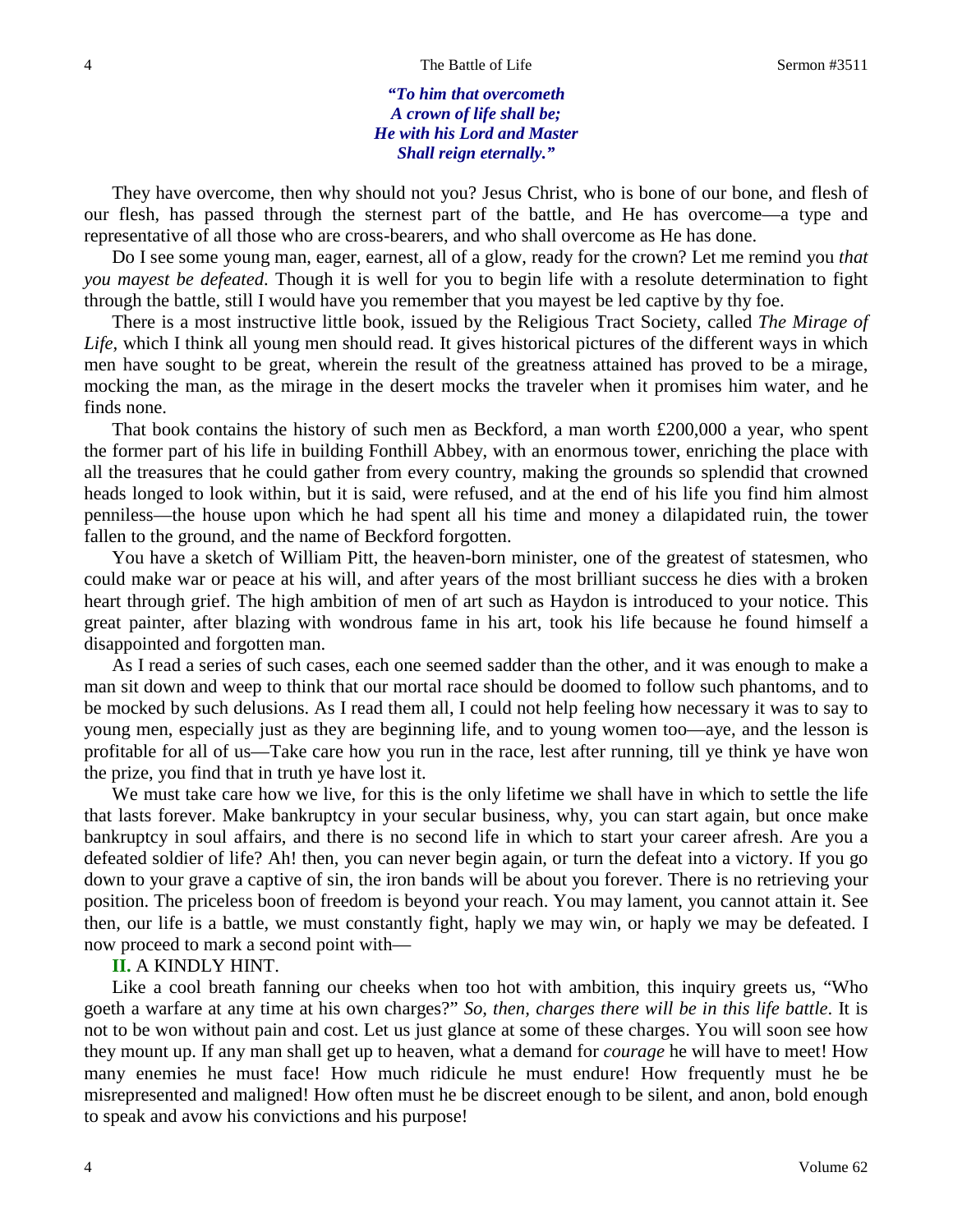*"To him that overcometh*
*A crown of life shall be;*
*He with his Lord and Master*
*Shall reign eternally."*

They have overcome, then why should not you? Jesus Christ, who is bone of our bone, and flesh of our flesh, has passed through the sternest part of the battle, and He has overcome—a type and representative of all those who are cross-bearers, and who shall overcome as He has done.

Do I see some young man, eager, earnest, all of a glow, ready for the crown? Let me remind you *that you mayest be defeated*. Though it is well for you to begin life with a resolute determination to fight through the battle, still I would have you remember that you mayest be led captive by thy foe.

There is a most instructive little book, issued by the Religious Tract Society, called *The Mirage of Life,* which I think all young men should read. It gives historical pictures of the different ways in which men have sought to be great, wherein the result of the greatness attained has proved to be a mirage, mocking the man, as the mirage in the desert mocks the traveler when it promises him water, and he finds none.

That book contains the history of such men as Beckford, a man worth £200,000 a year, who spent the former part of his life in building Fonthill Abbey, with an enormous tower, enriching the place with all the treasures that he could gather from every country, making the grounds so splendid that crowned heads longed to look within, but it is said, were refused, and at the end of his life you find him almost penniless—the house upon which he had spent all his time and money a dilapidated ruin, the tower fallen to the ground, and the name of Beckford forgotten.

You have a sketch of William Pitt, the heaven-born minister, one of the greatest of statesmen, who could make war or peace at his will, and after years of the most brilliant success he dies with a broken heart through grief. The high ambition of men of art such as Haydon is introduced to your notice. This great painter, after blazing with wondrous fame in his art, took his life because he found himself a disappointed and forgotten man.

As I read a series of such cases, each one seemed sadder than the other, and it was enough to make a man sit down and weep to think that our mortal race should be doomed to follow such phantoms, and to be mocked by such delusions. As I read them all, I could not help feeling how necessary it was to say to young men, especially just as they are beginning life, and to young women too—aye, and the lesson is profitable for all of us—Take care how you run in the race, lest after running, till ye think ye have won the prize, you find that in truth ye have lost it.

We must take care how we live, for this is the only lifetime we shall have in which to settle the life that lasts forever. Make bankruptcy in your secular business, why, you can start again, but once make bankruptcy in soul affairs, and there is no second life in which to start your career afresh. Are you a defeated soldier of life? Ah! then, you can never begin again, or turn the defeat into a victory. If you go down to your grave a captive of sin, the iron bands will be about you forever. There is no retrieving your position. The priceless boon of freedom is beyond your reach. You may lament, you cannot attain it. See then, our life is a battle, we must constantly fight, haply we may win, or haply we may be defeated. I now proceed to mark a second point with—

**II.** A KINDLY HINT.

Like a cool breath fanning our cheeks when too hot with ambition, this inquiry greets us, "Who goeth a warfare at any time at his own charges?" *So, then, charges there will be in this life battle*. It is not to be won without pain and cost. Let us just glance at some of these charges. You will soon see how they mount up. If any man shall get up to heaven, what a demand for *courage* he will have to meet! How many enemies he must face! How much ridicule he must endure! How frequently must he be misrepresented and maligned! How often must he be discreet enough to be silent, and anon, bold enough to speak and avow his convictions and his purpose!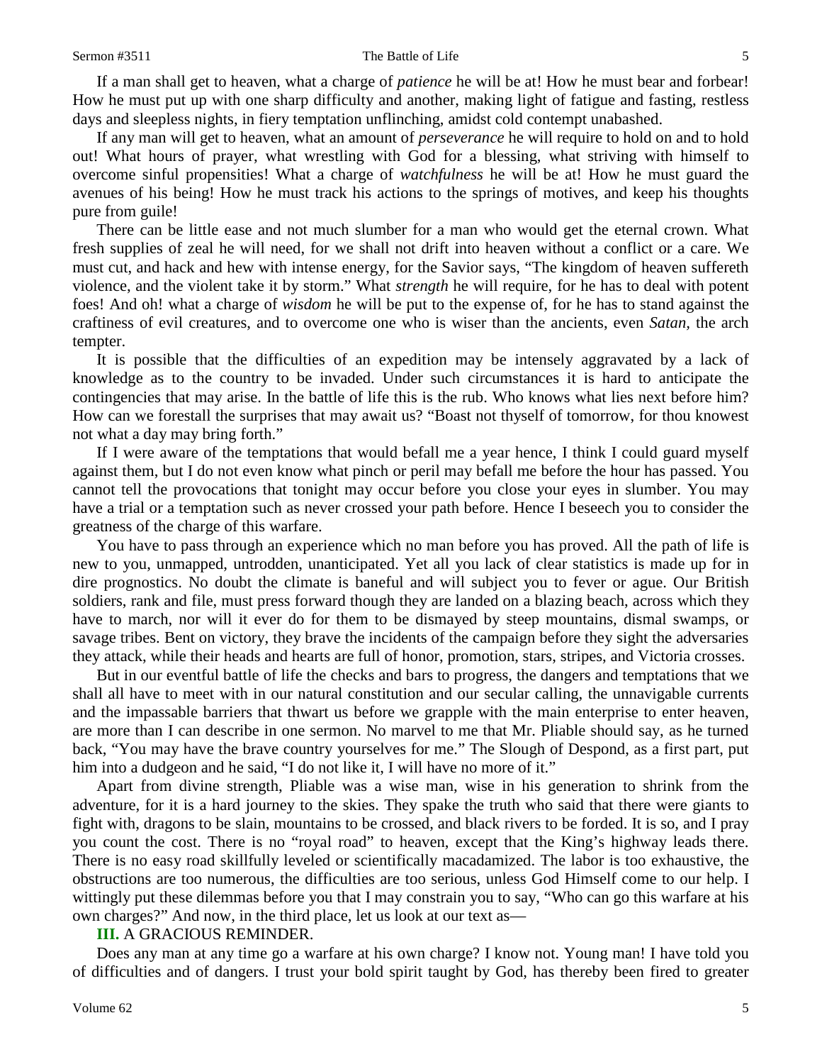If a man shall get to heaven, what a charge of *patience* he will be at! How he must bear and forbear! How he must put up with one sharp difficulty and another, making light of fatigue and fasting, restless days and sleepless nights, in fiery temptation unflinching, amidst cold contempt unabashed.

If any man will get to heaven, what an amount of *perseverance* he will require to hold on and to hold out! What hours of prayer, what wrestling with God for a blessing, what striving with himself to overcome sinful propensities! What a charge of *watchfulness* he will be at! How he must guard the avenues of his being! How he must track his actions to the springs of motives, and keep his thoughts pure from guile!

There can be little ease and not much slumber for a man who would get the eternal crown. What fresh supplies of zeal he will need, for we shall not drift into heaven without a conflict or a care. We must cut, and hack and hew with intense energy, for the Savior says, "The kingdom of heaven suffereth violence, and the violent take it by storm." What *strength* he will require, for he has to deal with potent foes! And oh! what a charge of *wisdom* he will be put to the expense of, for he has to stand against the craftiness of evil creatures, and to overcome one who is wiser than the ancients, even *Satan,* the arch tempter.

It is possible that the difficulties of an expedition may be intensely aggravated by a lack of knowledge as to the country to be invaded. Under such circumstances it is hard to anticipate the contingencies that may arise. In the battle of life this is the rub. Who knows what lies next before him? How can we forestall the surprises that may await us? "Boast not thyself of tomorrow, for thou knowest not what a day may bring forth."

If I were aware of the temptations that would befall me a year hence, I think I could guard myself against them, but I do not even know what pinch or peril may befall me before the hour has passed. You cannot tell the provocations that tonight may occur before you close your eyes in slumber. You may have a trial or a temptation such as never crossed your path before. Hence I beseech you to consider the greatness of the charge of this warfare.

You have to pass through an experience which no man before you has proved. All the path of life is new to you, unmapped, untrodden, unanticipated. Yet all you lack of clear statistics is made up for in dire prognostics. No doubt the climate is baneful and will subject you to fever or ague. Our British soldiers, rank and file, must press forward though they are landed on a blazing beach, across which they have to march, nor will it ever do for them to be dismayed by steep mountains, dismal swamps, or savage tribes. Bent on victory, they brave the incidents of the campaign before they sight the adversaries they attack, while their heads and hearts are full of honor, promotion, stars, stripes, and Victoria crosses.

But in our eventful battle of life the checks and bars to progress, the dangers and temptations that we shall all have to meet with in our natural constitution and our secular calling, the unnavigable currents and the impassable barriers that thwart us before we grapple with the main enterprise to enter heaven, are more than I can describe in one sermon. No marvel to me that Mr. Pliable should say, as he turned back, "You may have the brave country yourselves for me." The Slough of Despond, as a first part, put him into a dudgeon and he said, "I do not like it, I will have no more of it."

Apart from divine strength, Pliable was a wise man, wise in his generation to shrink from the adventure, for it is a hard journey to the skies. They spake the truth who said that there were giants to fight with, dragons to be slain, mountains to be crossed, and black rivers to be forded. It is so, and I pray you count the cost. There is no "royal road" to heaven, except that the King's highway leads there. There is no easy road skillfully leveled or scientifically macadamized. The labor is too exhaustive, the obstructions are too numerous, the difficulties are too serious, unless God Himself come to our help. I wittingly put these dilemmas before you that I may constrain you to say, "Who can go this warfare at his own charges?" And now, in the third place, let us look at our text as—

**III.** A GRACIOUS REMINDER.

Does any man at any time go a warfare at his own charge? I know not. Young man! I have told you of difficulties and of dangers. I trust your bold spirit taught by God, has thereby been fired to greater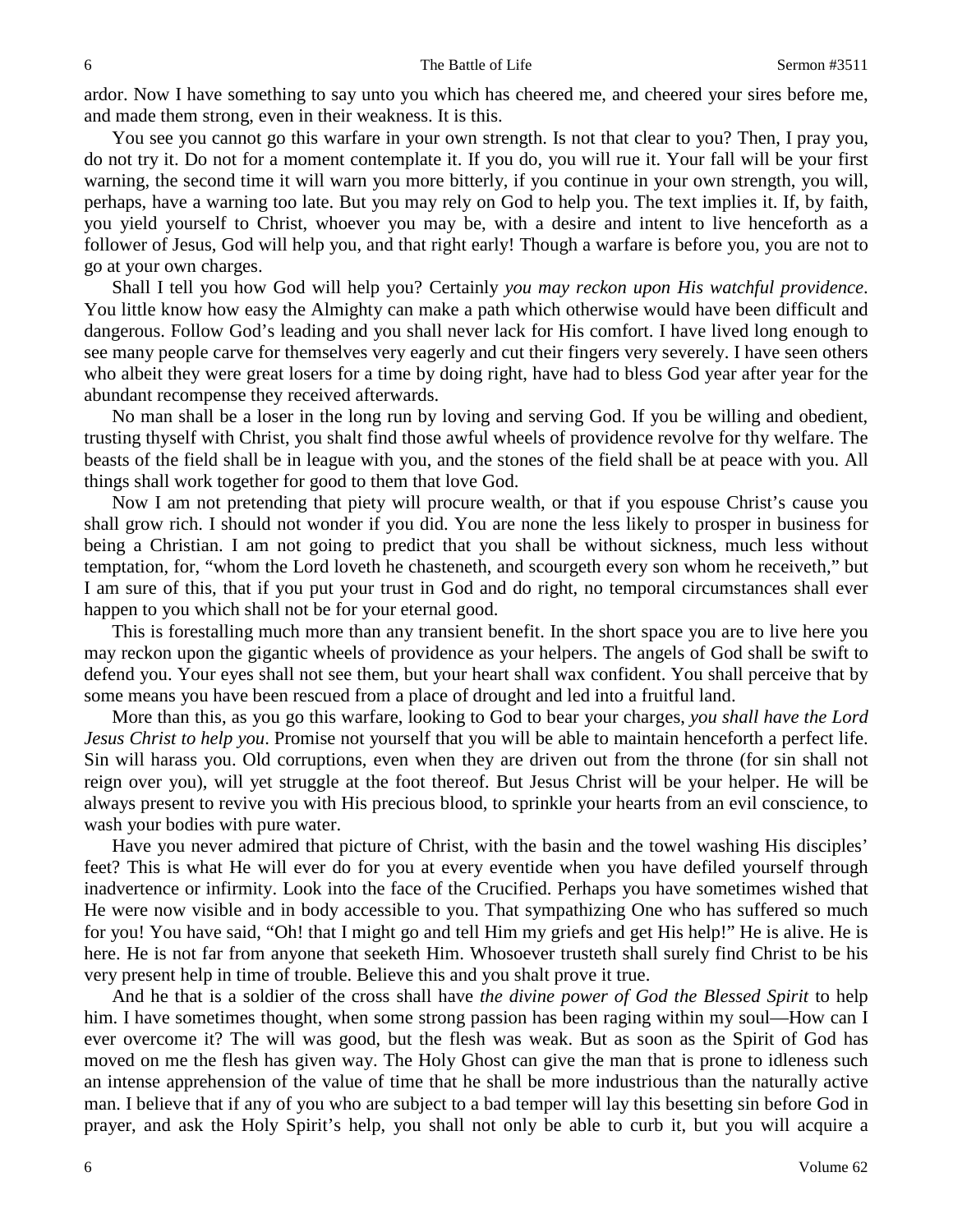ardor. Now I have something to say unto you which has cheered me, and cheered your sires before me, and made them strong, even in their weakness. It is this.

You see you cannot go this warfare in your own strength. Is not that clear to you? Then, I pray you, do not try it. Do not for a moment contemplate it. If you do, you will rue it. Your fall will be your first warning, the second time it will warn you more bitterly, if you continue in your own strength, you will, perhaps, have a warning too late. But you may rely on God to help you. The text implies it. If, by faith, you yield yourself to Christ, whoever you may be, with a desire and intent to live henceforth as a follower of Jesus, God will help you, and that right early! Though a warfare is before you, you are not to go at your own charges.

Shall I tell you how God will help you? Certainly *you may reckon upon His watchful providence*. You little know how easy the Almighty can make a path which otherwise would have been difficult and dangerous. Follow God's leading and you shall never lack for His comfort. I have lived long enough to see many people carve for themselves very eagerly and cut their fingers very severely. I have seen others who albeit they were great losers for a time by doing right, have had to bless God year after year for the abundant recompense they received afterwards.

No man shall be a loser in the long run by loving and serving God. If you be willing and obedient, trusting thyself with Christ, you shalt find those awful wheels of providence revolve for thy welfare. The beasts of the field shall be in league with you, and the stones of the field shall be at peace with you. All things shall work together for good to them that love God.

Now I am not pretending that piety will procure wealth, or that if you espouse Christ's cause you shall grow rich. I should not wonder if you did. You are none the less likely to prosper in business for being a Christian. I am not going to predict that you shall be without sickness, much less without temptation, for, "whom the Lord loveth he chasteneth, and scourgeth every son whom he receiveth," but I am sure of this, that if you put your trust in God and do right, no temporal circumstances shall ever happen to you which shall not be for your eternal good.

This is forestalling much more than any transient benefit. In the short space you are to live here you may reckon upon the gigantic wheels of providence as your helpers. The angels of God shall be swift to defend you. Your eyes shall not see them, but your heart shall wax confident. You shall perceive that by some means you have been rescued from a place of drought and led into a fruitful land.

More than this, as you go this warfare, looking to God to bear your charges, *you shall have the Lord Jesus Christ to help you*. Promise not yourself that you will be able to maintain henceforth a perfect life. Sin will harass you. Old corruptions, even when they are driven out from the throne (for sin shall not reign over you), will yet struggle at the foot thereof. But Jesus Christ will be your helper. He will be always present to revive you with His precious blood, to sprinkle your hearts from an evil conscience, to wash your bodies with pure water.

Have you never admired that picture of Christ, with the basin and the towel washing His disciples' feet? This is what He will ever do for you at every eventide when you have defiled yourself through inadvertence or infirmity. Look into the face of the Crucified. Perhaps you have sometimes wished that He were now visible and in body accessible to you. That sympathizing One who has suffered so much for you! You have said, "Oh! that I might go and tell Him my griefs and get His help!" He is alive. He is here. He is not far from anyone that seeketh Him. Whosoever trusteth shall surely find Christ to be his very present help in time of trouble. Believe this and you shalt prove it true.

And he that is a soldier of the cross shall have *the divine power of God the Blessed Spirit* to help him. I have sometimes thought, when some strong passion has been raging within my soul—How can I ever overcome it? The will was good, but the flesh was weak. But as soon as the Spirit of God has moved on me the flesh has given way. The Holy Ghost can give the man that is prone to idleness such an intense apprehension of the value of time that he shall be more industrious than the naturally active man. I believe that if any of you who are subject to a bad temper will lay this besetting sin before God in prayer, and ask the Holy Spirit's help, you shall not only be able to curb it, but you will acquire a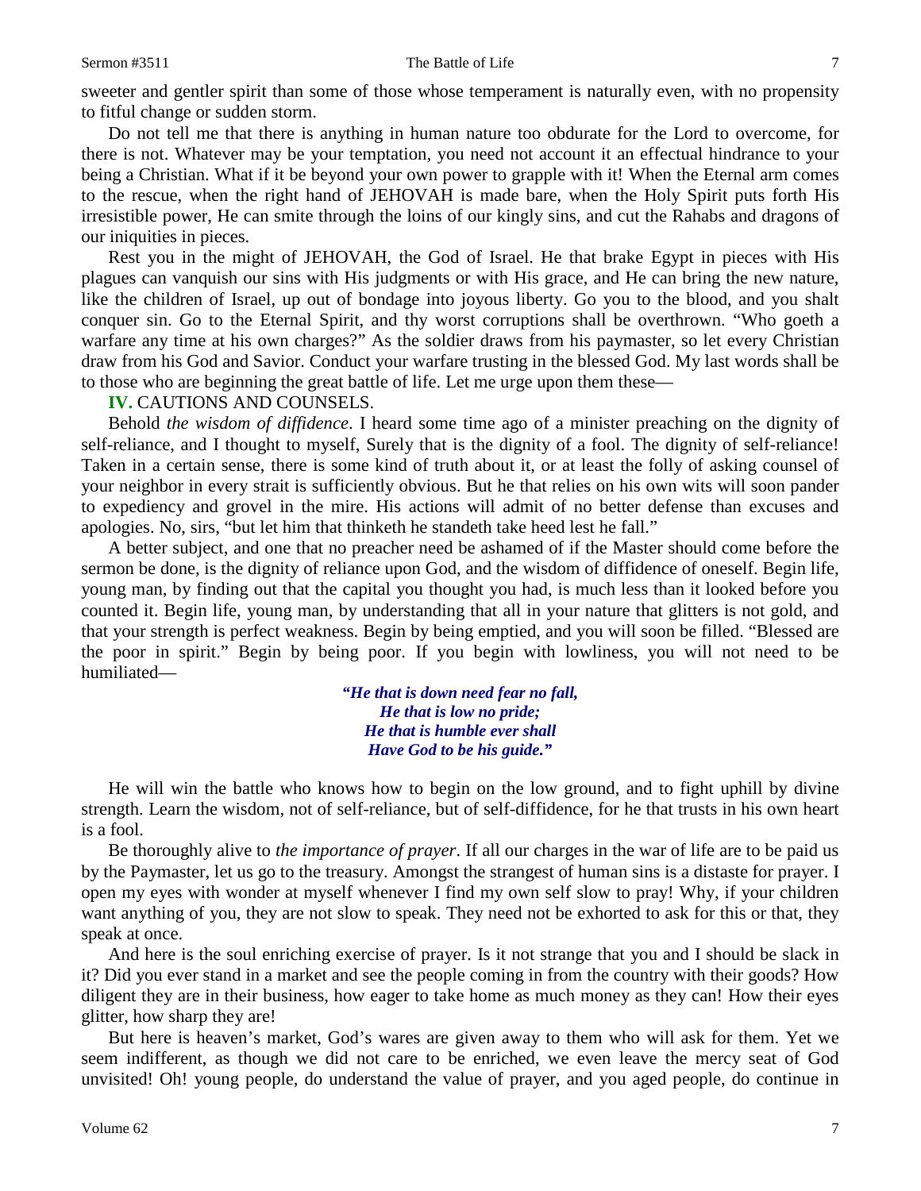sweeter and gentler spirit than some of those whose temperament is naturally even, with no propensity to fitful change or sudden storm.

Do not tell me that there is anything in human nature too obdurate for the Lord to overcome, for there is not. Whatever may be your temptation, you need not account it an effectual hindrance to your being a Christian. What if it be beyond your own power to grapple with it! When the Eternal arm comes to the rescue, when the right hand of JEHOVAH is made bare, when the Holy Spirit puts forth His irresistible power, He can smite through the loins of our kingly sins, and cut the Rahabs and dragons of our iniquities in pieces.

Rest you in the might of JEHOVAH, the God of Israel. He that brake Egypt in pieces with His plagues can vanquish our sins with His judgments or with His grace, and He can bring the new nature, like the children of Israel, up out of bondage into joyous liberty. Go you to the blood, and you shalt conquer sin. Go to the Eternal Spirit, and thy worst corruptions shall be overthrown. "Who goeth a warfare any time at his own charges?" As the soldier draws from his paymaster, so let every Christian draw from his God and Savior. Conduct your warfare trusting in the blessed God. My last words shall be to those who are beginning the great battle of life. Let me urge upon them these—

**IV.** CAUTIONS AND COUNSELS.

Behold *the wisdom of diffidence*. I heard some time ago of a minister preaching on the dignity of self-reliance, and I thought to myself, Surely that is the dignity of a fool. The dignity of self-reliance! Taken in a certain sense, there is some kind of truth about it, or at least the folly of asking counsel of your neighbor in every strait is sufficiently obvious. But he that relies on his own wits will soon pander to expediency and grovel in the mire. His actions will admit of no better defense than excuses and apologies. No, sirs, "but let him that thinketh he standeth take heed lest he fall."

A better subject, and one that no preacher need be ashamed of if the Master should come before the sermon be done, is the dignity of reliance upon God, and the wisdom of diffidence of oneself. Begin life, young man, by finding out that the capital you thought you had, is much less than it looked before you counted it. Begin life, young man, by understanding that all in your nature that glitters is not gold, and that your strength is perfect weakness. Begin by being emptied, and you will soon be filled. "Blessed are the poor in spirit." Begin by being poor. If you begin with lowliness, you will not need to be humiliated—

> ***"He that is down need fear no fall,***
> ***He that is low no pride;***
> ***He that is humble ever shall***
> ***Have God to be his guide."***

He will win the battle who knows how to begin on the low ground, and to fight uphill by divine strength. Learn the wisdom, not of self-reliance, but of self-diffidence, for he that trusts in his own heart is a fool.

Be thoroughly alive to *the importance of prayer*. If all our charges in the war of life are to be paid us by the Paymaster, let us go to the treasury. Amongst the strangest of human sins is a distaste for prayer. I open my eyes with wonder at myself whenever I find my own self slow to pray! Why, if your children want anything of you, they are not slow to speak. They need not be exhorted to ask for this or that, they speak at once.

And here is the soul enriching exercise of prayer. Is it not strange that you and I should be slack in it? Did you ever stand in a market and see the people coming in from the country with their goods? How diligent they are in their business, how eager to take home as much money as they can! How their eyes glitter, how sharp they are!

But here is heaven's market, God's wares are given away to them who will ask for them. Yet we seem indifferent, as though we did not care to be enriched, we even leave the mercy seat of God unvisited! Oh! young people, do understand the value of prayer, and you aged people, do continue in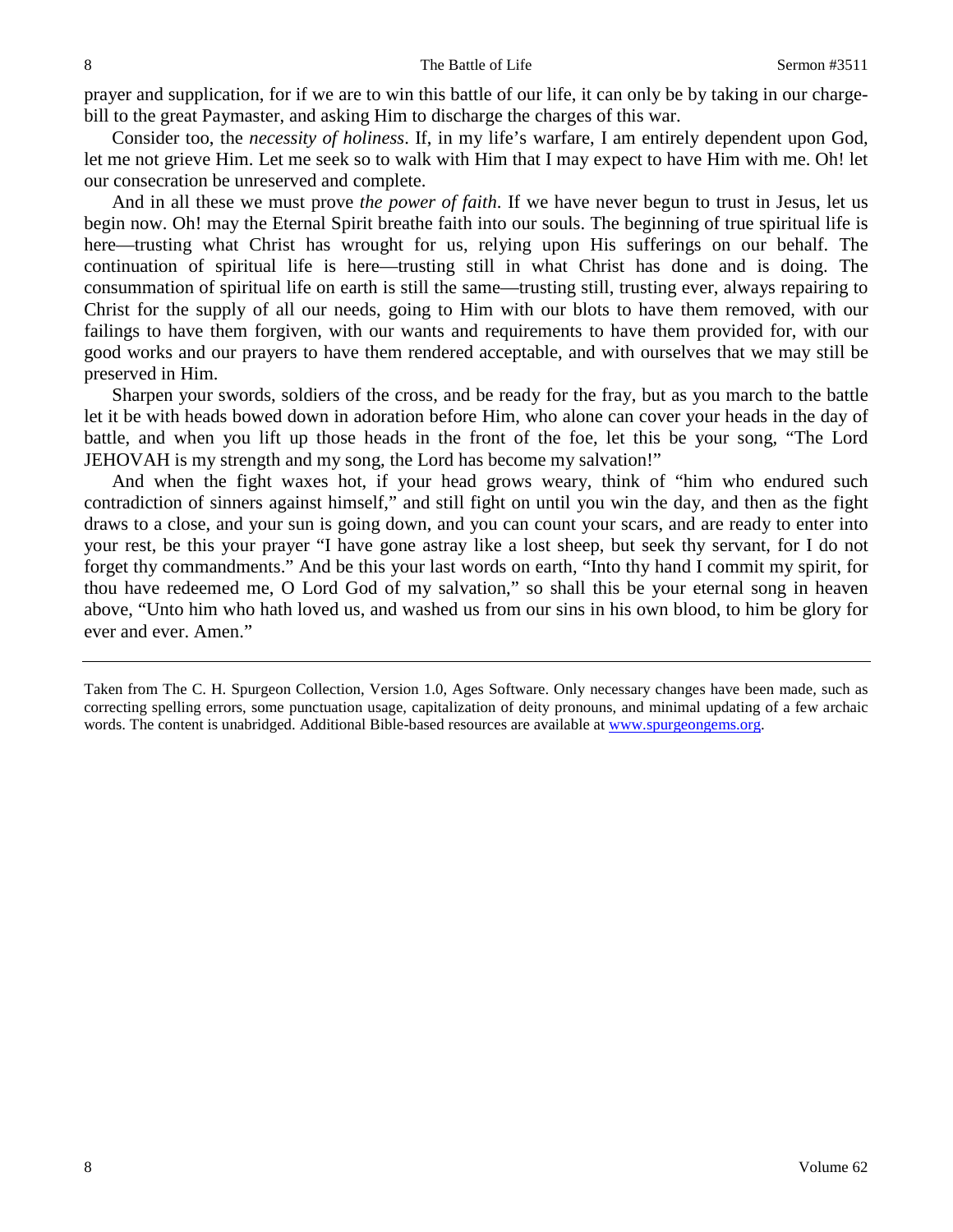prayer and supplication, for if we are to win this battle of our life, it can only be by taking in our charge-bill to the great Paymaster, and asking Him to discharge the charges of this war.

Consider too, the *necessity of holiness*. If, in my life's warfare, I am entirely dependent upon God, let me not grieve Him. Let me seek so to walk with Him that I may expect to have Him with me. Oh! let our consecration be unreserved and complete.

And in all these we must prove *the power of faith*. If we have never begun to trust in Jesus, let us begin now. Oh! may the Eternal Spirit breathe faith into our souls. The beginning of true spiritual life is here—trusting what Christ has wrought for us, relying upon His sufferings on our behalf. The continuation of spiritual life is here—trusting still in what Christ has done and is doing. The consummation of spiritual life on earth is still the same—trusting still, trusting ever, always repairing to Christ for the supply of all our needs, going to Him with our blots to have them removed, with our failings to have them forgiven, with our wants and requirements to have them provided for, with our good works and our prayers to have them rendered acceptable, and with ourselves that we may still be preserved in Him.

Sharpen your swords, soldiers of the cross, and be ready for the fray, but as you march to the battle let it be with heads bowed down in adoration before Him, who alone can cover your heads in the day of battle, and when you lift up those heads in the front of the foe, let this be your song, "The Lord JEHOVAH is my strength and my song, the Lord has become my salvation!"

And when the fight waxes hot, if your head grows weary, think of "him who endured such contradiction of sinners against himself," and still fight on until you win the day, and then as the fight draws to a close, and your sun is going down, and you can count your scars, and are ready to enter into your rest, be this your prayer "I have gone astray like a lost sheep, but seek thy servant, for I do not forget thy commandments." And be this your last words on earth, "Into thy hand I commit my spirit, for thou have redeemed me, O Lord God of my salvation," so shall this be your eternal song in heaven above, "Unto him who hath loved us, and washed us from our sins in his own blood, to him be glory for ever and ever. Amen."

---

Taken from The C. H. Spurgeon Collection, Version 1.0, Ages Software. Only necessary changes have been made, such as correcting spelling errors, some punctuation usage, capitalization of deity pronouns, and minimal updating of a few archaic words. The content is unabridged. Additional Bible-based resources are available at www.spurgeongems.org.